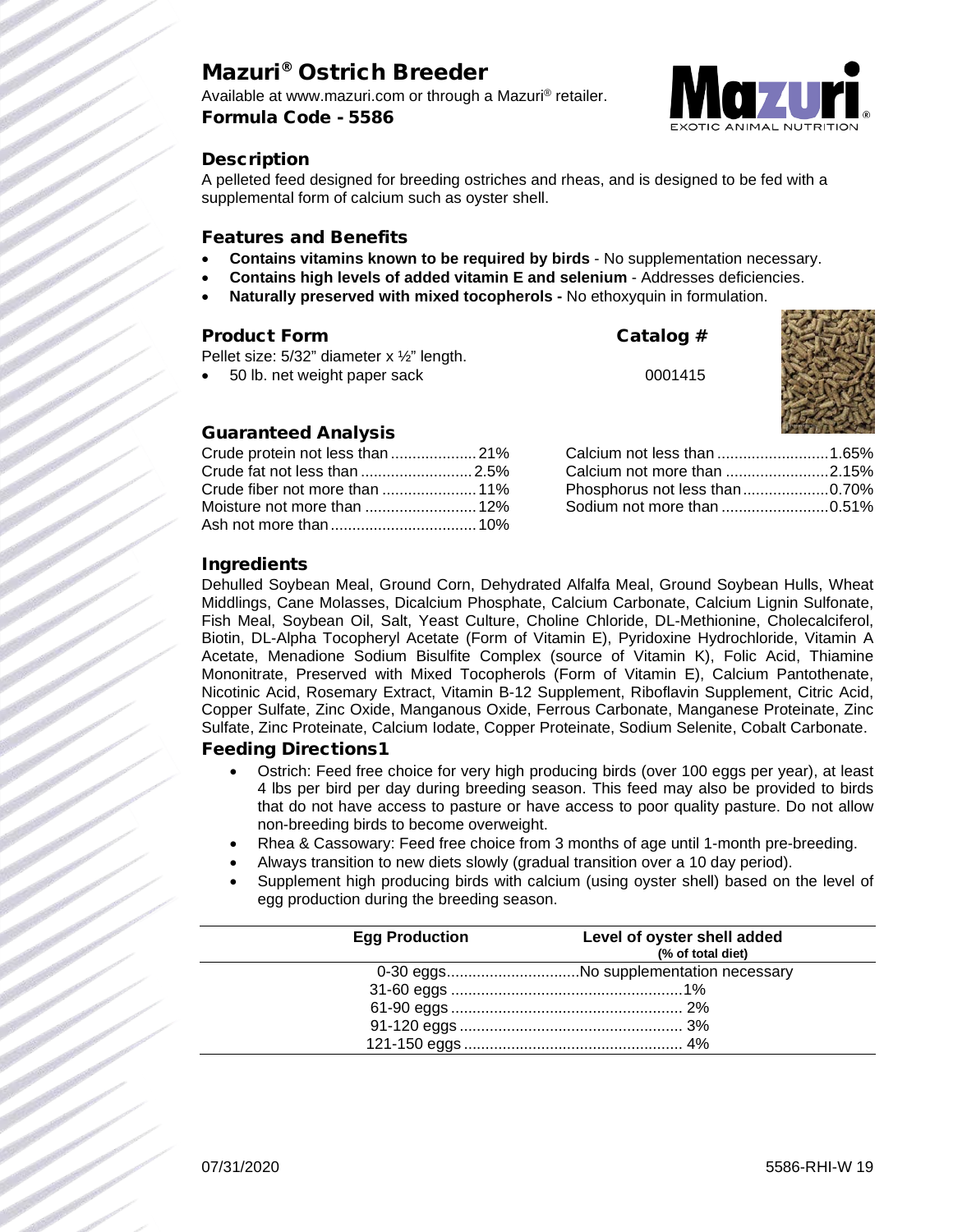# Mazuri® Ostrich Breeder

Available at www.mazuri.com or through a Mazuri® retailer.

**Formula Code - 5586**

## Description

A pelleted feed designed for breeding ostriches and rheas, and is designed to be fed with a supplemental form of calcium such as oyster shell.

## Features and Benefits

- **Contains vitamins known to be required by birds** - No supplementation necessary.
- **Contains high levels of added vitamin E and selenium** - Addresses deficiencies.
- **Naturally preserved with mixed tocopherols -** No ethoxyquin in formulation.

## Product Form

Pellet size: 5/32" diameter x ½" length.

| Product Form | Catalog # |
|---|---|
| 50 lb. net weight paper sack | 0001415 |

## Guaranteed Analysis

| | |
|---|---|
| Crude protein not less than | 21% |
| Crude fat not less than | 2.5% |
| Crude fiber not more than | 11% |
| Moisture not more than | 12% |
| Ash not more than | 10% |
| Calcium not less than | 1.65% |
| Calcium not more than | 2.15% |
| Phosphorus not less than | 0.70% |
| Sodium not more than | 0.51% |

## Ingredients

Dehulled Soybean Meal, Ground Corn, Dehydrated Alfalfa Meal, Ground Soybean Hulls, Wheat Middlings, Cane Molasses, Dicalcium Phosphate, Calcium Carbonate, Calcium Lignin Sulfonate, Fish Meal, Soybean Oil, Salt, Yeast Culture, Choline Chloride, DL-Methionine, Cholecalciferol, Biotin, DL-Alpha Tocopheryl Acetate (Form of Vitamin E), Pyridoxine Hydrochloride, Vitamin A Acetate, Menadione Sodium Bisulfite Complex (source of Vitamin K), Folic Acid, Thiamine Mononitrate, Preserved with Mixed Tocopherols (Form of Vitamin E), Calcium Pantothenate, Nicotinic Acid, Rosemary Extract, Vitamin B-12 Supplement, Riboflavin Supplement, Citric Acid, Copper Sulfate, Zinc Oxide, Manganous Oxide, Ferrous Carbonate, Manganese Proteinate, Zinc Sulfate, Zinc Proteinate, Calcium Iodate, Copper Proteinate, Sodium Selenite, Cobalt Carbonate.

## Feeding Directions[1]

- Ostrich: Feed free choice for very high producing birds (over 100 eggs per year), at least 4 lbs per bird per day during breeding season. This feed may also be provided to birds that do not have access to pasture or have access to poor quality pasture. Do not allow non-breeding birds to become overweight.
- Rhea & Cassowary: Feed free choice from 3 months of age until 1-month pre-breeding.
- Always transition to new diets slowly (gradual transition over a 10 day period).
- Supplement high producing birds with calcium (using oyster shell) based on the level of egg production during the breeding season.

| Egg Production | Level of oyster shell added (% of total diet) |
|---|---|
| 0-30 eggs | No supplementation necessary |
| 31-60 eggs | 1% |
| 61-90 eggs | 2% |
| 91-120 eggs | 3% |
| 121-150 eggs | 4% |

07/31/2020 5586-RHI-W 19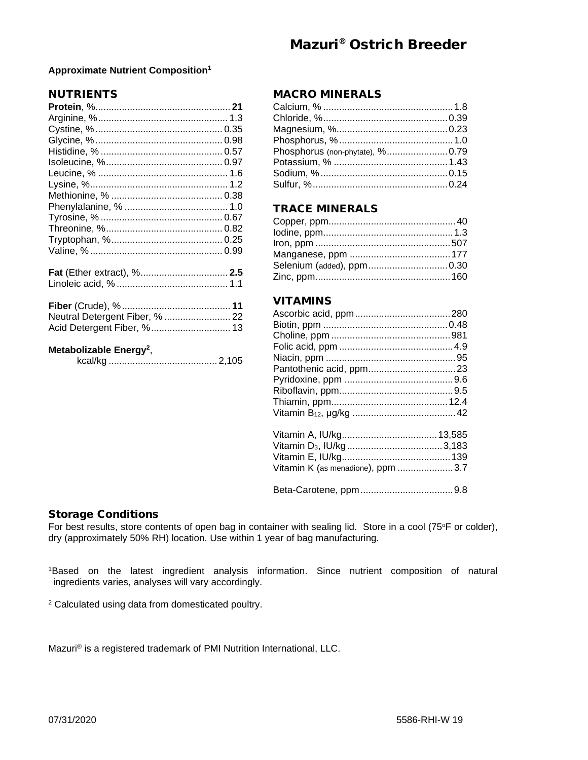# Mazuri® Ostrich Breeder

**Approximate Nutrient Composition[1]**

## NUTRIENTS

| | |
|---|---|
| **Protein**, % | **21** |
| Arginine, % | 1.3 |
| Cystine, % | 0.35 |
| Glycine, % | 0.98 |
| Histidine, % | 0.57 |
| Isoleucine, % | 0.97 |
| Leucine, % | 1.6 |
| Lysine, % | 1.2 |
| Methionine, % | 0.38 |
| Phenylalanine, % | 1.0 |
| Tyrosine, % | 0.67 |
| Threonine, % | 0.82 |
| Tryptophan, % | 0.25 |
| Valine, % | 0.99 |
| **Fat** (Ether extract), % | **2.5** |
| Linoleic acid, % | 1.1 |
| **Fiber** (Crude), % | **11** |
| Neutral Detergent Fiber, % | 22 |
| Acid Detergent Fiber, % | 13 |
| **Metabolizable Energy[2]**, kcal/kg | 2,105 |

## MACRO MINERALS

| | |
|---|---|
| Calcium, % | 1.8 |
| Chloride, % | 0.39 |
| Magnesium, % | 0.23 |
| Phosphorus, % | 1.0 |
| Phosphorus (non-phytate), % | 0.79 |
| Potassium, % | 1.43 |
| Sodium, % | 0.15 |
| Sulfur, % | 0.24 |

## TRACE MINERALS

| | |
|---|---|
| Copper, ppm | 40 |
| Iodine, ppm | 1.3 |
| Iron, ppm | 507 |
| Manganese, ppm | 177 |
| Selenium (added), ppm | 0.30 |
| Zinc, ppm | 160 |

## VITAMINS

| | |
|---|---|
| Ascorbic acid, ppm | 280 |
| Biotin, ppm | 0.48 |
| Choline, ppm | 981 |
| Folic acid, ppm | 4.9 |
| Niacin, ppm | 95 |
| Pantothenic acid, ppm | 23 |
| Pyridoxine, ppm | 9.6 |
| Riboflavin, ppm | 9.5 |
| Thiamin, ppm | 12.4 |
| Vitamin $B_{12}$, µg/kg | 42 |
| Vitamin A, IU/kg | 13,585 |
| Vitamin $D_3$, IU/kg | 3,183 |
| Vitamin E, IU/kg | 139 |
| Vitamin K (as menadione), ppm | 3.7 |
| Beta-Carotene, ppm | 9.8 |

## Storage Conditions

For best results, store contents of open bag in container with sealing lid. Store in a cool (75°F or colder), dry (approximately 50% RH) location. Use within 1 year of bag manufacturing.

[1]Based on the latest ingredient analysis information. Since nutrient composition of natural ingredients varies, analyses will vary accordingly.

[2] Calculated using data from domesticated poultry.

Mazuri® is a registered trademark of PMI Nutrition International, LLC.

07/31/2020 5586-RHI-W 19